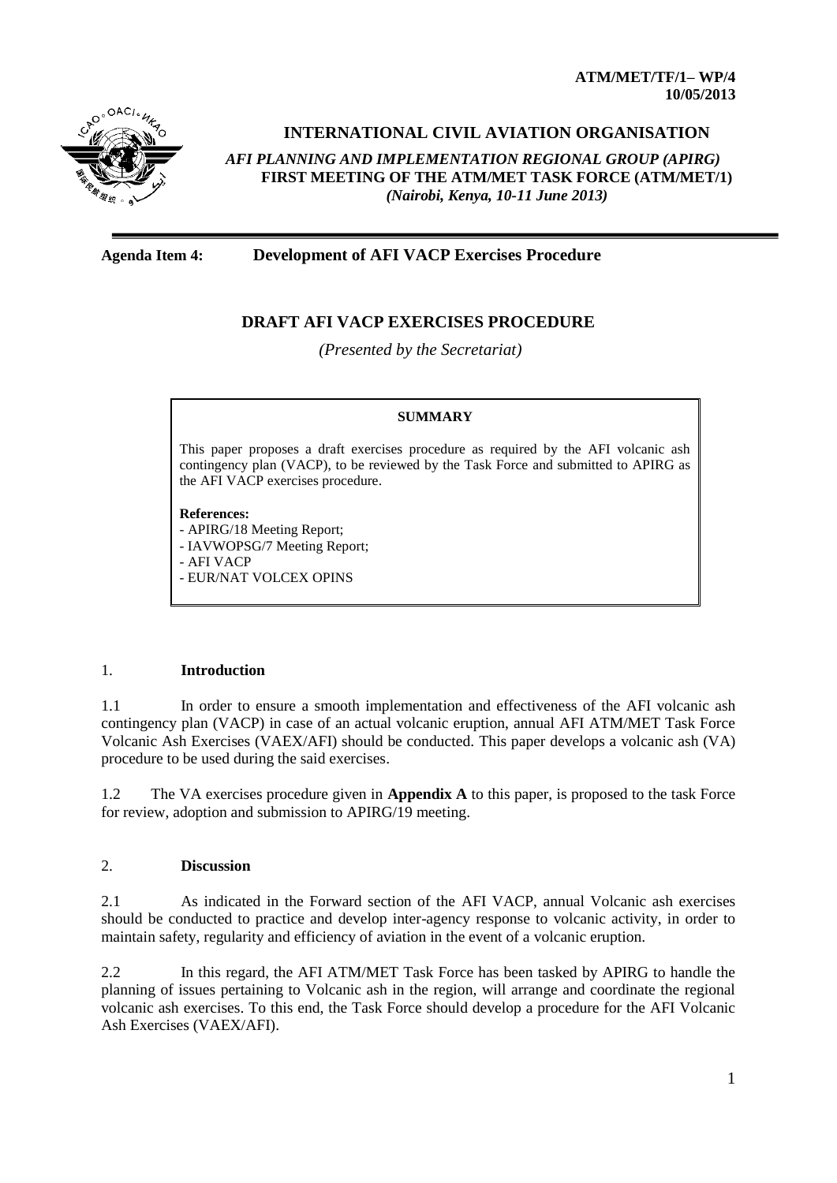**ATM/MET/TF/1– WP/4**
**10/05/2013**

# INTERNATIONAL CIVIL AVIATION ORGANISATION

***AFI PLANNING AND IMPLEMENTATION REGIONAL GROUP (APIRG)***
**FIRST MEETING OF THE ATM/MET TASK FORCE (ATM/MET/1)**
***(Nairobi, Kenya, 10-11 June 2013)***

---

**Agenda Item 4: Development of AFI VACP Exercises Procedure**

## DRAFT AFI VACP EXERCISES PROCEDURE

*(Presented by the Secretariat)*

> **SUMMARY**
>
> This paper proposes a draft exercises procedure as required by the AFI volcanic ash contingency plan (VACP), to be reviewed by the Task Force and submitted to APIRG as the AFI VACP exercises procedure.
>
> **References:**
> - APIRG/18 Meeting Report;
> - IAVWOPSG/7 Meeting Report;
> - AFI VACP
> - EUR/NAT VOLCEX OPINS

### 1. Introduction

1.1 In order to ensure a smooth implementation and effectiveness of the AFI volcanic ash contingency plan (VACP) in case of an actual volcanic eruption, annual AFI ATM/MET Task Force Volcanic Ash Exercises (VAEX/AFI) should be conducted. This paper develops a volcanic ash (VA) procedure to be used during the said exercises.

1.2 The VA exercises procedure given in **Appendix A** to this paper, is proposed to the task Force for review, adoption and submission to APIRG/19 meeting.

### 2. Discussion

2.1 As indicated in the Forward section of the AFI VACP, annual Volcanic ash exercises should be conducted to practice and develop inter-agency response to volcanic activity, in order to maintain safety, regularity and efficiency of aviation in the event of a volcanic eruption.

2.2 In this regard, the AFI ATM/MET Task Force has been tasked by APIRG to handle the planning of issues pertaining to Volcanic ash in the region, will arrange and coordinate the regional volcanic ash exercises. To this end, the Task Force should develop a procedure for the AFI Volcanic Ash Exercises (VAEX/AFI).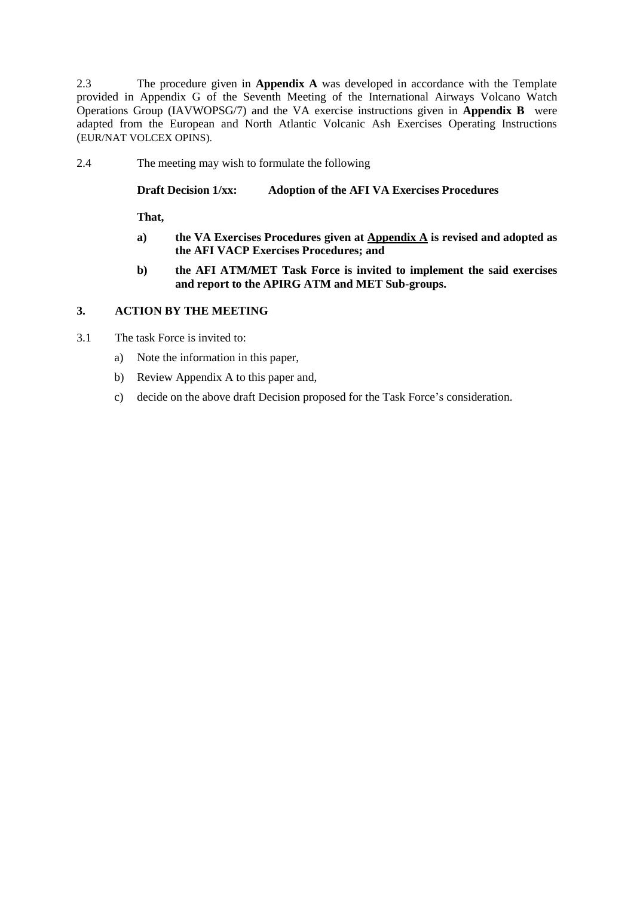2.3 The procedure given in **Appendix A** was developed in accordance with the Template provided in Appendix G of the Seventh Meeting of the International Airways Volcano Watch Operations Group (IAVWOPSG/7) and the VA exercise instructions given in **Appendix B** were adapted from the European and North Atlantic Volcanic Ash Exercises Operating Instructions (EUR/NAT VOLCEX OPINS).

2.4 The meeting may wish to formulate the following

**Draft Decision 1/xx: Adoption of the AFI VA Exercises Procedures**

**That,**

**a) the VA Exercises Procedures given at <u>Appendix A</u> is revised and adopted as the AFI VACP Exercises Procedures; and**

**b) the AFI ATM/MET Task Force is invited to implement the said exercises and report to the APIRG ATM and MET Sub-groups.**

## 3. ACTION BY THE MEETING

3.1 The task Force is invited to:

a) Note the information in this paper,

b) Review Appendix A to this paper and,

c) decide on the above draft Decision proposed for the Task Force's consideration.